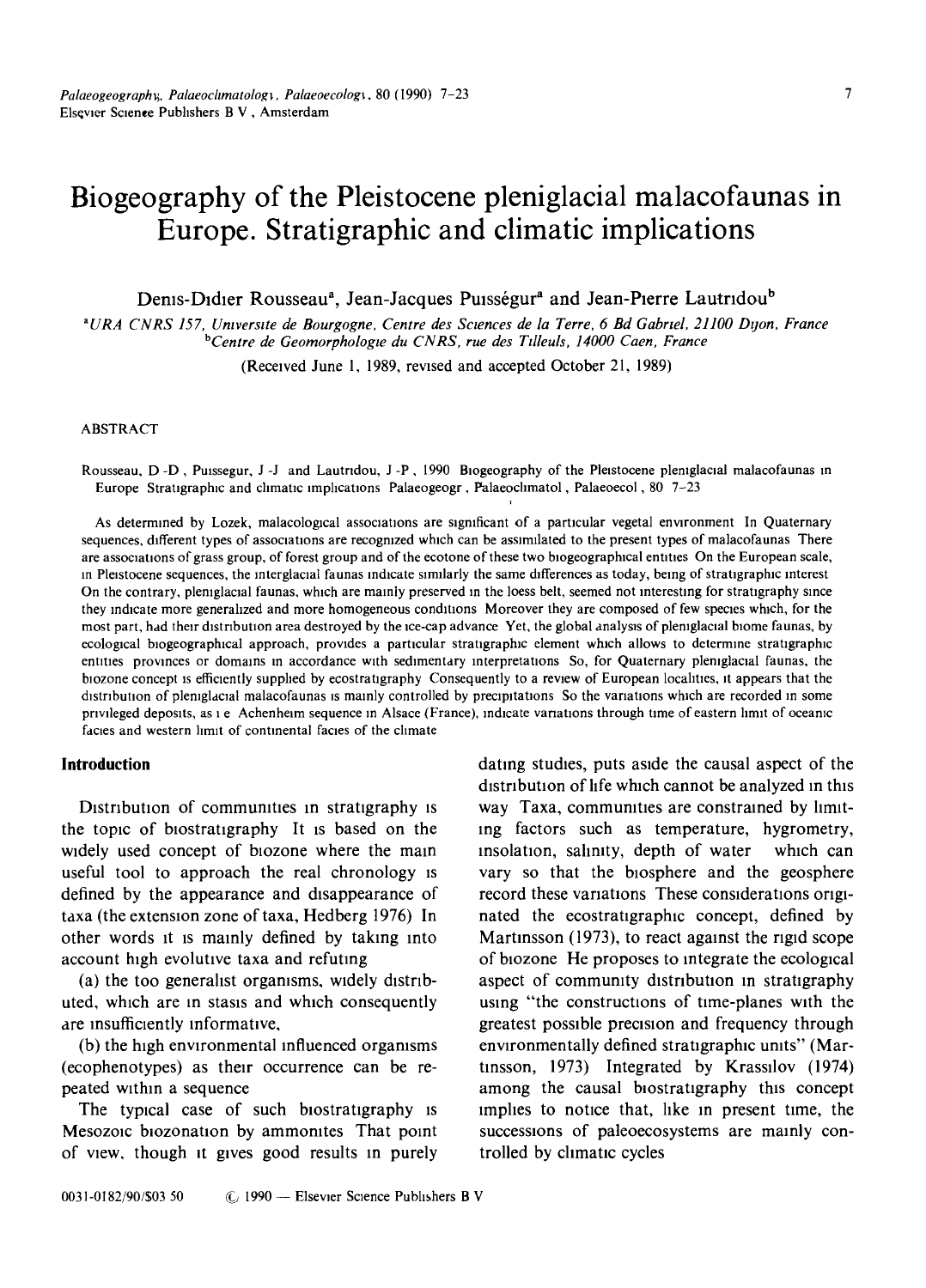# Biogeography of the Pleistocene pleniglacial malacofaunas in Europe. Stratigraphic and climatic implications

Denis-Didier Rousseau[a], Jean-Jacques Puisségur[a] and Jean-Pierre Lautridou[b]

[a]*URA CNRS 157, Université de Bourgogne, Centre des Sciences de la Terre, 6 Bd Gabriel, 21100 Dijon, France*
[b]*Centre de Geomorphologie du CNRS, rue des Tilleuls, 14000 Caen, France*

(Received June 1, 1989, revised and accepted October 21, 1989)

## ABSTRACT

Rousseau, D.-D., Puissegur, J.-J. and Lautridou, J.-P., 1990. Biogeography of the Pleistocene pleniglacial malacofaunas in Europe. Stratigraphic and climatic implications. Palaeogeogr., Palaeoclimatol., Palaeoecol., 80: 7–23.

As determined by Lozek, malacological associations are significant of a particular vegetal environment. In Quaternary sequences, different types of associations are recognized which can be assimilated to the present types of malacofaunas. There are associations of grass group, of forest group and of the ecotone of these two biogeographical entities. On the European scale, in Pleistocene sequences, the interglacial faunas indicate similarly the same differences as today, being of stratigraphic interest. On the contrary, pleniglacial faunas, which are mainly preserved in the loess belt, seemed not interesting for stratigraphy since they indicate more generalized and more homogeneous conditions. Moreover they are composed of few species which, for the most part, had their distribution area destroyed by the ice-cap advance. Yet, the global analysis of pleniglacial biome faunas, by ecological biogeographical approach, provides a particular stratigraphic element which allows to determine stratigraphic entities: provinces or domains in accordance with sedimentary interpretations. So, for Quaternary pleniglacial faunas, the biozone concept is efficiently supplied by ecostratigraphy. Consequently to a review of European localities, it appears that the distribution of pleniglacial malacofaunas is mainly controlled by precipitations. So the variations which are recorded in some privileged deposits, as i.e. Achenheim sequence in Alsace (France), indicate variations through time of eastern limit of oceanic facies and western limit of continental facies of the climate.

## Introduction

Distribution of communities in stratigraphy is the topic of biostratigraphy. It is based on the widely used concept of biozone where the main useful tool to approach the real chronology is defined by the appearance and disappearance of taxa (the extension zone of taxa, Hedberg 1976). In other words it is mainly defined by taking into account high evolutive taxa and refuting

(a) the too generalist organisms, widely distributed, which are in stasis and which consequently are insufficiently informative,

(b) the high environmental influenced organisms (ecophenotypes) as their occurrence can be repeated within a sequence.

The typical case of such biostratigraphy is Mesozoic biozonation by ammonites. That point of view, though it gives good results in purely dating studies, puts aside the causal aspect of the distribution of life which cannot be analyzed in this way. Taxa, communities are constrained by limiting factors such as temperature, hygrometry, insolation, salinity, depth of water... which can vary so that the biosphere and the geosphere record these variations. These considerations originated the ecostratigraphic concept, defined by Martinsson (1973), to react against the rigid scope of biozone. He proposes to integrate the ecological aspect of community distribution in stratigraphy using "the constructions of time-planes with the greatest possible precision and frequency through environmentally defined stratigraphic units" (Martinsson, 1973). Integrated by Krassilov (1974) among the causal biostratigraphy this concept implies to notice that, like in present time, the successions of paleoecosystems are mainly controlled by climatic cycles.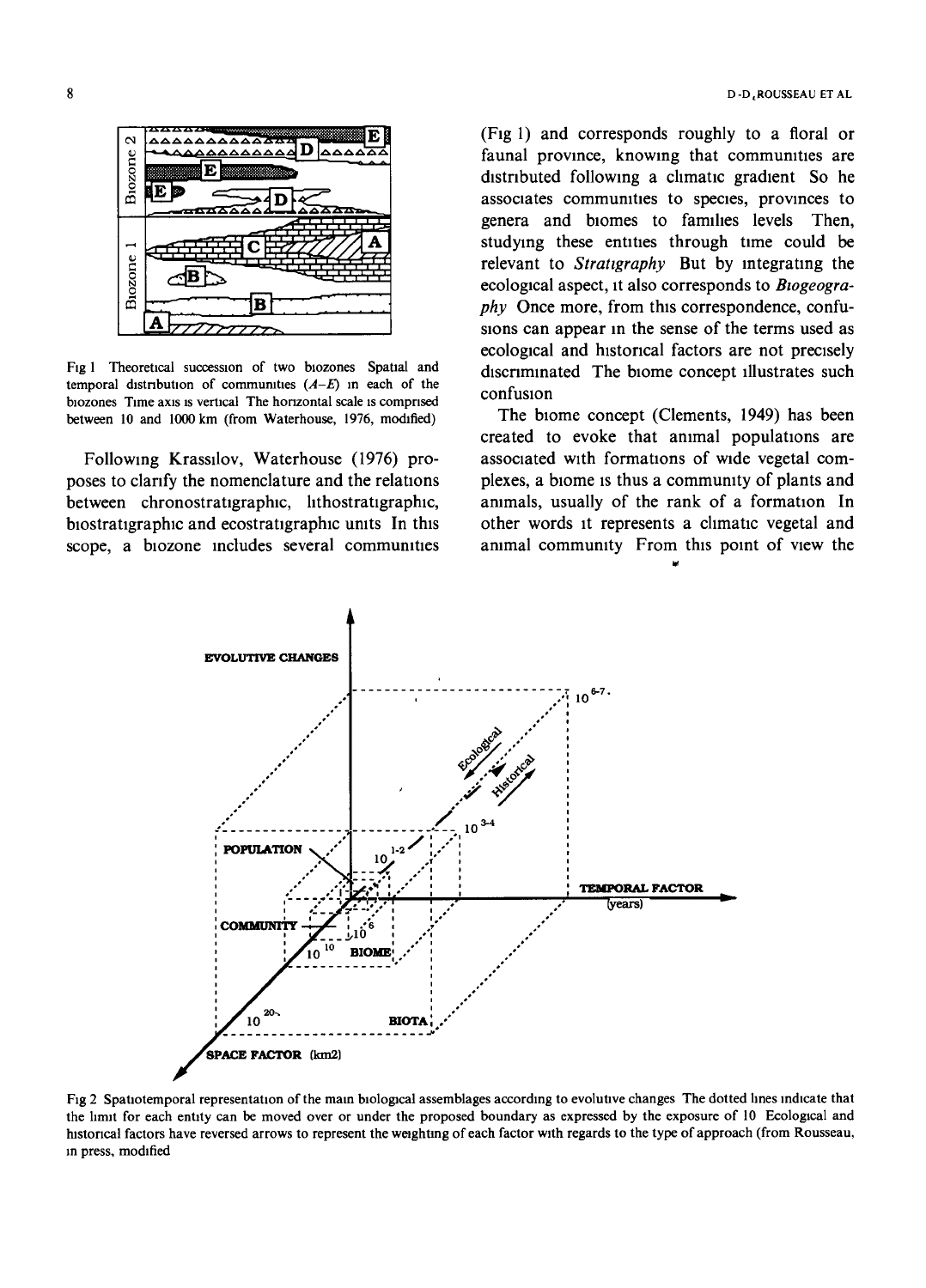Fig 1 Theoretical succession of two biozones Spatial and temporal distribution of communities (*A–E*) in each of the biozones Time axis is vertical The horizontal scale is comprised between 10 and 1000 km (from Waterhouse, 1976, modified)

Following Krassilov, Waterhouse (1976) proposes to clarify the nomenclature and the relations between chronostratigraphic, lithostratigraphic, biostratigraphic and ecostratigraphic units In this scope, a biozone includes several communities (Fig 1) and corresponds roughly to a floral or faunal province, knowing that communities are distributed following a climatic gradient So he associates communities to species, provinces to genera and biomes to families levels Then, studying these entities through time could be relevant to *Stratigraphy* But by integrating the ecological aspect, it also corresponds to *Biogeography* Once more, from this correspondence, confusions can appear in the sense of the terms used as ecological and historical factors are not precisely discriminated The biome concept illustrates such confusion

The biome concept (Clements, 1949) has been created to evoke that animal populations are associated with formations of wide vegetal complexes, a biome is thus a community of plants and animals, usually of the rank of a formation In other words it represents a climatic vegetal and animal community From this point of view the

Fig 2 Spatiotemporal representation of the main biological assemblages according to evolutive changes The dotted lines indicate that the limit for each entity can be moved over or under the proposed boundary as expressed by the exposure of 10 Ecological and historical factors have reversed arrows to represent the weighting of each factor with regards to the type of approach (from Rousseau, in press, modified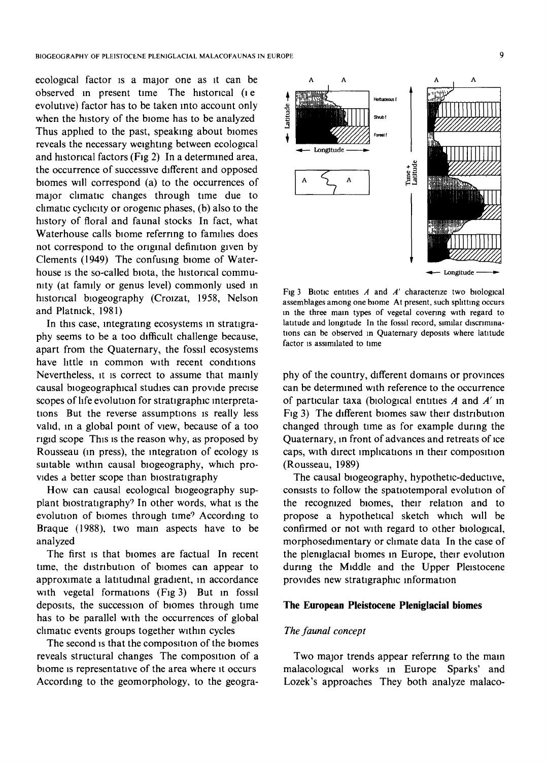ecological factor is a major one as it can be observed in present time. The historical (i.e. evolutive) factor has to be taken into account only when the history of the biome has to be analyzed. Thus applied to the past, speaking about biomes reveals the necessary weighting between ecological and historical factors (Fig 2). In a determined area, the occurrence of successive different and opposed biomes will correspond (a) to the occurrences of major climatic changes through time due to climatic cyclicity or orogenic phases, (b) also to the history of floral and faunal stocks. In fact, what Waterhouse calls biome referring to families does not correspond to the original definition given by Clements (1949). The confusing biome of Waterhouse is the so-called biota, the historical community (at family or genus level) commonly used in historical biogeography (Croizat, 1958; Nelson and Platnick, 1981).

In this case, integrating ecosystems in stratigraphy seems to be a too difficult challenge because, apart from the Quaternary, the fossil ecosystems have little in common with recent conditions. Nevertheless, it is correct to assume that mainly causal biogeographical studies can provide precise scopes of life evolution for stratigraphic interpretations. But the reverse assumptions is really less valid, in a global point of view, because of a too rigid scope. This is the reason why, as proposed by Rousseau (in press), the integration of ecology is suitable within causal biogeography, which provides a better scope than biostratigraphy.

How can causal ecological biogeography supplant biostratigraphy? In other words, what is the evolution of biomes through time? According to Braque (1988), two main aspects have to be analyzed.

The first is that biomes are factual. In recent time, the distribution of biomes can appear to approximate a latitudinal gradient, in accordance with vegetal formations (Fig 3). But in fossil deposits, the succession of biomes through time has to be parallel with the occurrences of global climatic events groups together within cycles.

The second is that the composition of the biomes reveals structural changes. The composition of a biome is representative of the area where it occurs. According to the geomorphology, to the geography of the country, different domains or provinces can be determined with reference to the occurrence of particular taxa (biological entities *A* and *A′* in Fig 3). The different biomes saw their distribution changed through time as for example during the Quaternary, in front of advances and retreats of ice caps, with direct implications in their composition (Rousseau, 1989).

Fig 3. Biotic entities *A* and *A′* characterize two biological assemblages among one biome. At present, such splitting occurs in the three main types of vegetal covering with regard to latitude and longitude. In the fossil record, similar discriminations can be observed in Quaternary deposits where latitude factor is assimilated to time.

The causal biogeography, hypothetic-deductive, consists to follow the spatiotemporal evolution of the recognized biomes, their relation and to propose a hypothetical sketch which will be confirmed or not with regard to other biological, morphosedimentary or climate data. In the case of the pleniglacial biomes in Europe, their evolution during the Middle and the Upper Pleistocene provides new stratigraphic information.

## The European Pleistocene Pleniglacial biomes

### *The faunal concept*

Two major trends appear referring to the main malacological works in Europe: Sparks' and Lozek's approaches. They both analyze malaco-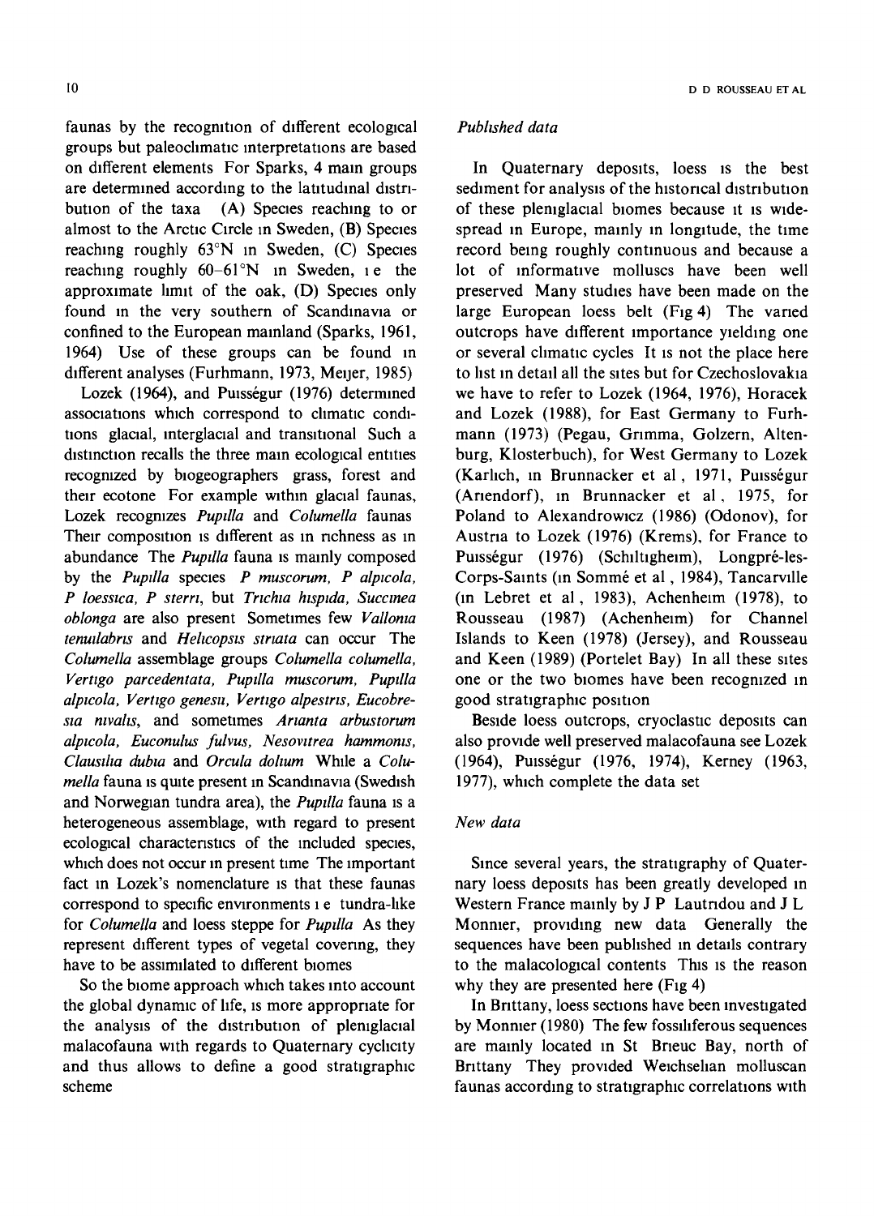faunas by the recognition of different ecological groups but paleoclimatic interpretations are based on different elements For Sparks, 4 main groups are determined according to the latitudinal distribution of the taxa (A) Species reaching to or almost to the Arctic Circle in Sweden, (B) Species reaching roughly 63°N in Sweden, (C) Species reaching roughly 60–61°N in Sweden, i e the approximate limit of the oak, (D) Species only found in the very southern of Scandinavia or confined to the European mainland (Sparks, 1961, 1964) Use of these groups can be found in different analyses (Furhmann, 1973, Meijer, 1985)

Lozek (1964), and Puisségur (1976) determined associations which correspond to climatic conditions glacial, interglacial and transitional Such a distinction recalls the three main ecological entities recognized by biogeographers grass, forest and their ecotone For example within glacial faunas, Lozek recognizes *Pupilla* and *Columella* faunas Their composition is different as in richness as in abundance The *Pupilla* fauna is mainly composed by the *Pupilla* species *P muscorum, P alpicola, P loessica, P sterri*, but *Trichia hispida, Succinea oblonga* are also present Sometimes few *Vallonia tenuilabris* and *Helicopsis striata* can occur The *Columella* assemblage groups *Columella columella, Vertigo parcedentata, Pupilla muscorum, Pupilla alpicola, Vertigo genesii, Vertigo alpestris, Eucobresia nivalis*, and sometimes *Arianta arbustorum alpicola, Euconulus fulvus, Nesovitrea hammonis, Clausilia dubia* and *Orcula dolium* While a *Columella* fauna is quite present in Scandinavia (Swedish and Norwegian tundra area), the *Pupilla* fauna is a heterogeneous assemblage, with regard to present ecological characteristics of the included species, which does not occur in present time The important fact in Lozek's nomenclature is that these faunas correspond to specific environments i e tundra-like for *Columella* and loess steppe for *Pupilla* As they represent different types of vegetal covering, they have to be assimilated to different biomes

So the biome approach which takes into account the global dynamic of life, is more appropriate for the analysis of the distribution of pleniglacial malacofauna with regards to Quaternary cyclicity and thus allows to define a good stratigraphic scheme

### *Published data*

In Quaternary deposits, loess is the best sediment for analysis of the historical distribution of these pleniglacial biomes because it is widespread in Europe, mainly in longitude, the time record being roughly continuous and because a lot of informative molluscs have been well preserved Many studies have been made on the large European loess belt (Fig 4) The varied outcrops have different importance yielding one or several climatic cycles It is not the place here to list in detail all the sites but for Czechoslovakia we have to refer to Lozek (1964, 1976), Horacek and Lozek (1988), for East Germany to Furhmann (1973) (Pegau, Grimma, Golzern, Altenburg, Klosterbuch), for West Germany to Lozek (Karlich, in Brunnacker et al , 1971, Puisségur (Ariendorf), in Brunnacker et al , 1975, for Poland to Alexandrowicz (1986) (Odonov), for Austria to Lozek (1976) (Krems), for France to Puisségur (1976) (Schiltigheim), Longpré-les-Corps-Saints (in Sommé et al , 1984), Tancarville (in Lebret et al , 1983), Achenheim (1978), to Rousseau (1987) (Achenheim) for Channel Islands to Keen (1978) (Jersey), and Rousseau and Keen (1989) (Portelet Bay) In all these sites one or the two biomes have been recognized in good stratigraphic position

Beside loess outcrops, cryoclastic deposits can also provide well preserved malacofauna see Lozek (1964), Puisségur (1976, 1974), Kerney (1963, 1977), which complete the data set

### *New data*

Since several years, the stratigraphy of Quaternary loess deposits has been greatly developed in Western France mainly by J P Lautridou and J L Monnier, providing new data Generally the sequences have been published in details contrary to the malacological contents This is the reason why they are presented here (Fig 4)

In Brittany, loess sections have been investigated by Monnier (1980) The few fossiliferous sequences are mainly located in St Brieuc Bay, north of Brittany They provided Weichselian molluscan faunas according to stratigraphic correlations with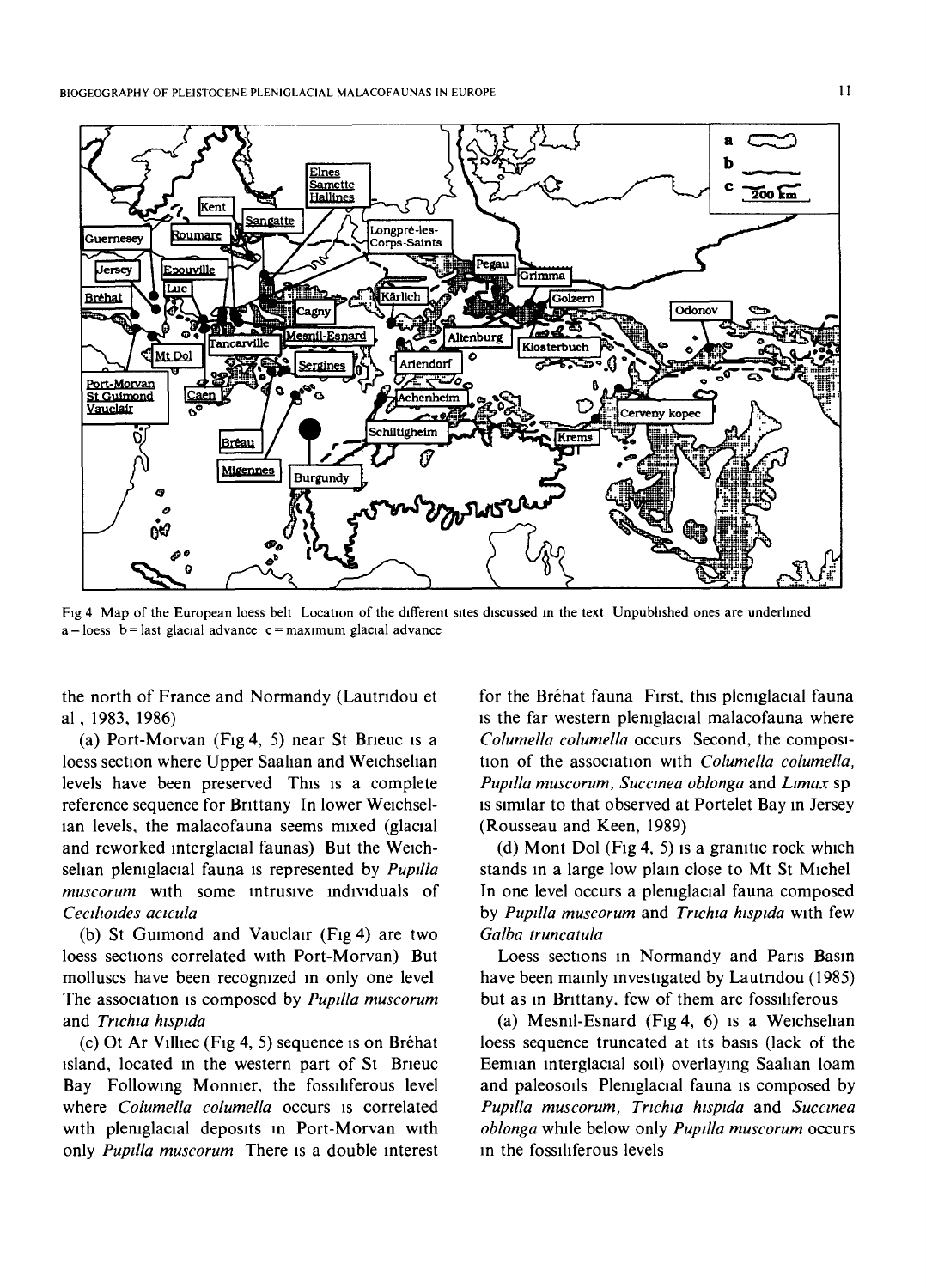Fig 4 Map of the European loess belt Location of the different sites discussed in the text Unpublished ones are underlined a = loess b = last glacial advance c = maximum glacial advance

the north of France and Normandy (Lautridou et al , 1983, 1986)

(a) Port-Morvan (Fig 4, 5) near St Brieuc is a loess section where Upper Saalian and Weichselian levels have been preserved This is a complete reference sequence for Brittany In lower Weichselian levels, the malacofauna seems mixed (glacial and reworked interglacial faunas) But the Weichselian pleniglacial fauna is represented by *Pupilla muscorum* with some intrusive individuals of *Cecilioides acicula*

(b) St Guimond and Vauclair (Fig 4) are two loess sections correlated with Port-Morvan) But molluscs have been recognized in only one level The association is composed by *Pupilla muscorum* and *Trichia hispida*

(c) Ot Ar Villiec (Fig 4, 5) sequence is on Bréhat island, located in the western part of St Brieuc Bay Following Monnier, the fossiliferous level where *Columella columella* occurs is correlated with pleniglacial deposits in Port-Morvan with only *Pupilla muscorum* There is a double interest for the Bréhat fauna First, this pleniglacial fauna is the far western pleniglacial malacofauna where *Columella columella* occurs Second, the composition of the association with *Columella columella, Pupilla muscorum, Succinea oblonga* and *Limax* sp is similar to that observed at Portelet Bay in Jersey (Rousseau and Keen, 1989)

(d) Mont Dol (Fig 4, 5) is a granitic rock which stands in a large low plain close to Mt St Michel In one level occurs a pleniglacial fauna composed by *Pupilla muscorum* and *Trichia hispida* with few *Galba truncatula*

Loess sections in Normandy and Paris Basin have been mainly investigated by Lautridou (1985) but as in Brittany, few of them are fossiliferous

(a) Mesnil-Esnard (Fig 4, 6) is a Weichselian loess sequence truncated at its basis (lack of the Eemian interglacial soil) overlaying Saalian loam and paleosoils Pleniglacial fauna is composed by *Pupilla muscorum, Trichia hispida* and *Succinea oblonga* while below only *Pupilla muscorum* occurs in the fossiliferous levels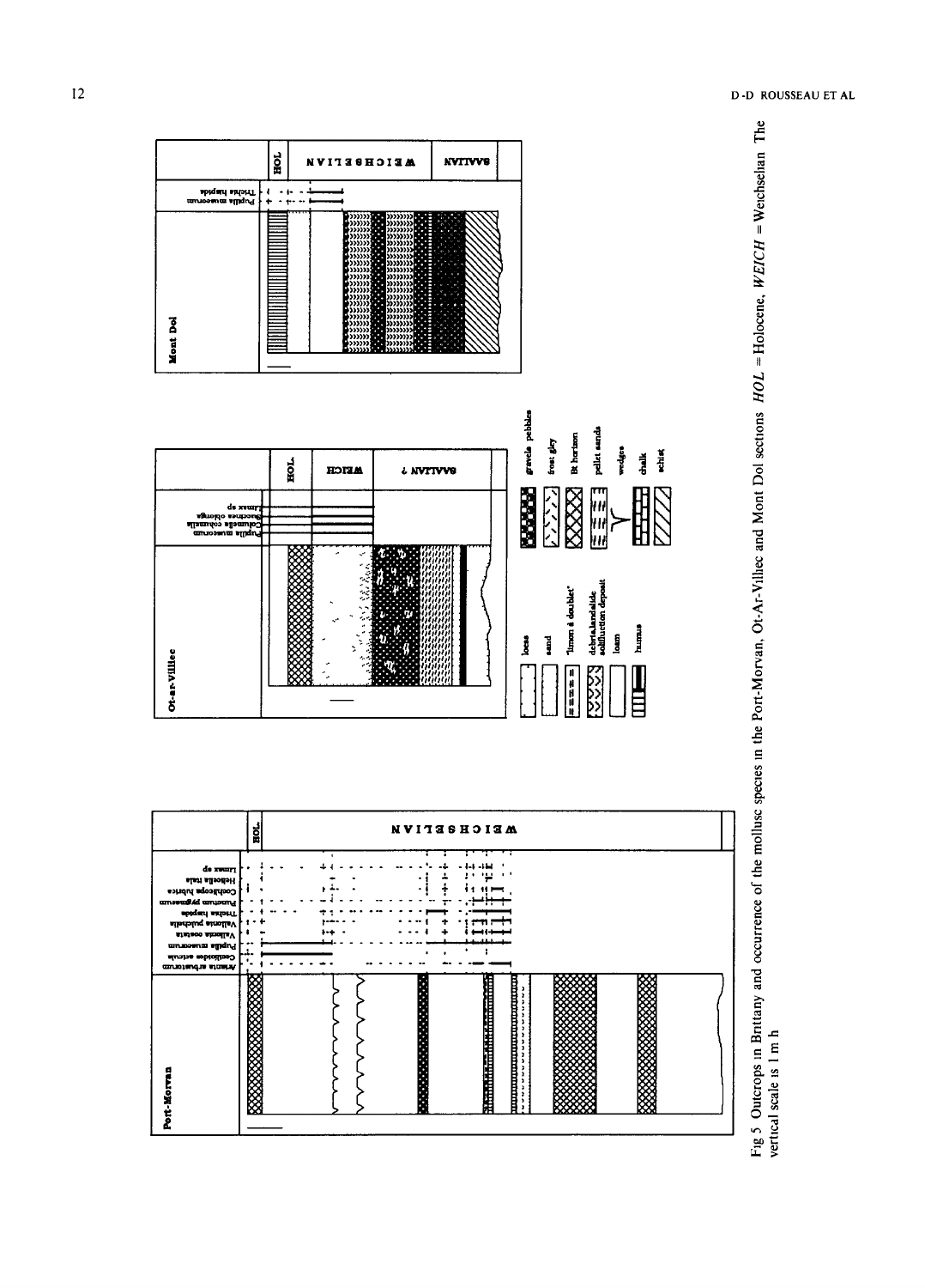Fig 5 Outcrops in Brittany and occurrence of the mollusc species in the Port-Morvan, Ot-Ar-Villiec and Mont Dol sections *HOL* = Holocene, *WEICH* = Weichselian The vertical scale is 1 m h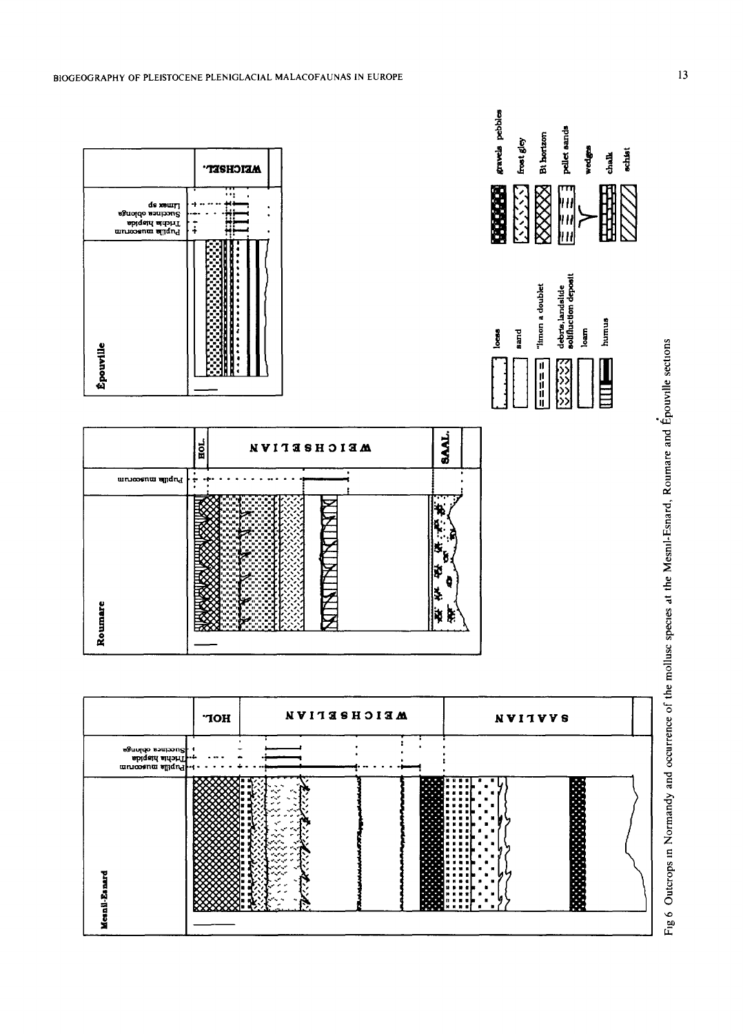Fig 6 Outcrops in Normandy and occurrence of the mollusc species at the Mesnil-Esnard, Roumare and Épouville sections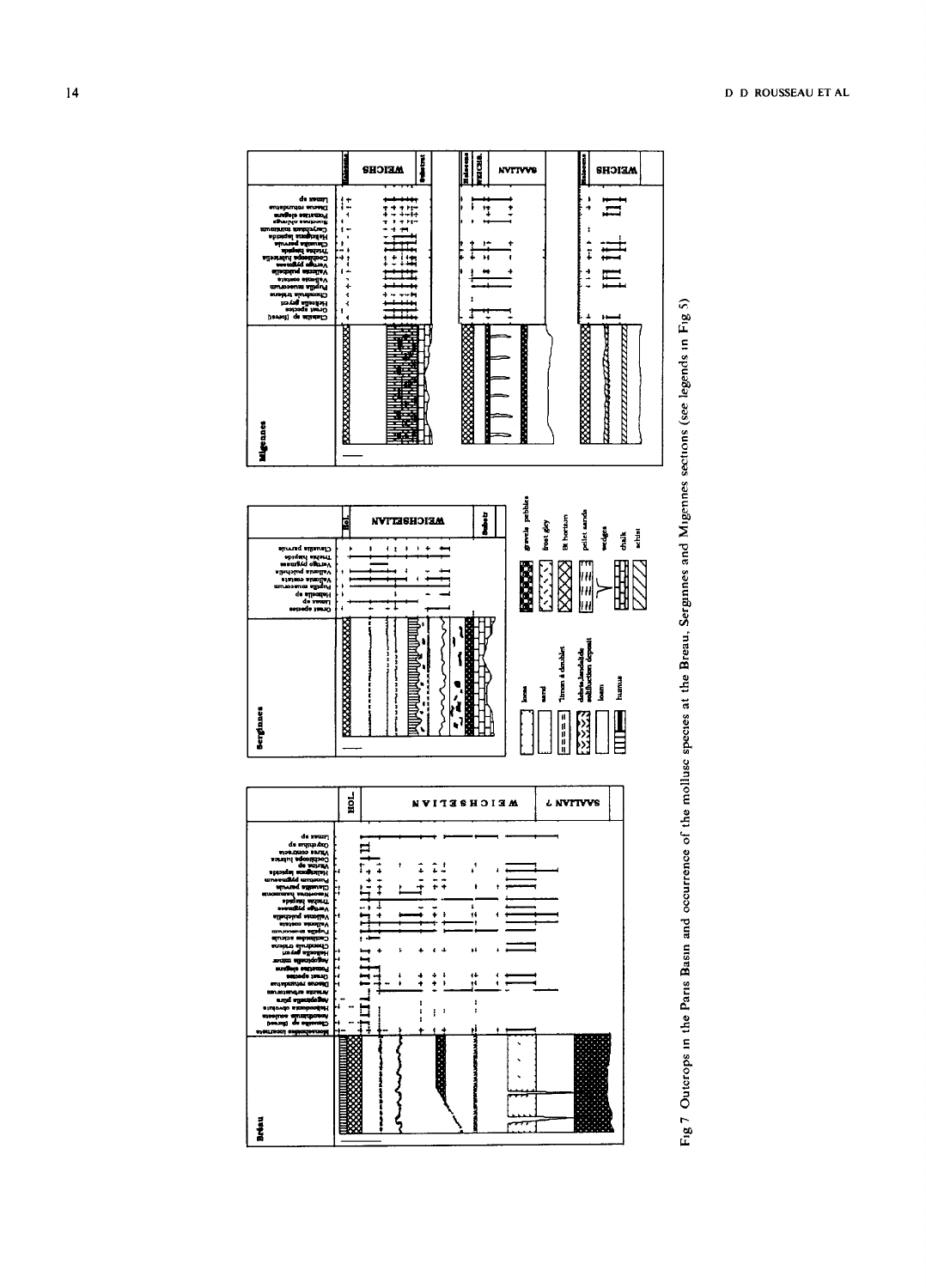Fig 7 Outcrops in the Paris Basin and occurrence of the mollusc species at the Bréau, Sergines and Migennes sections (see legends in Fig 5)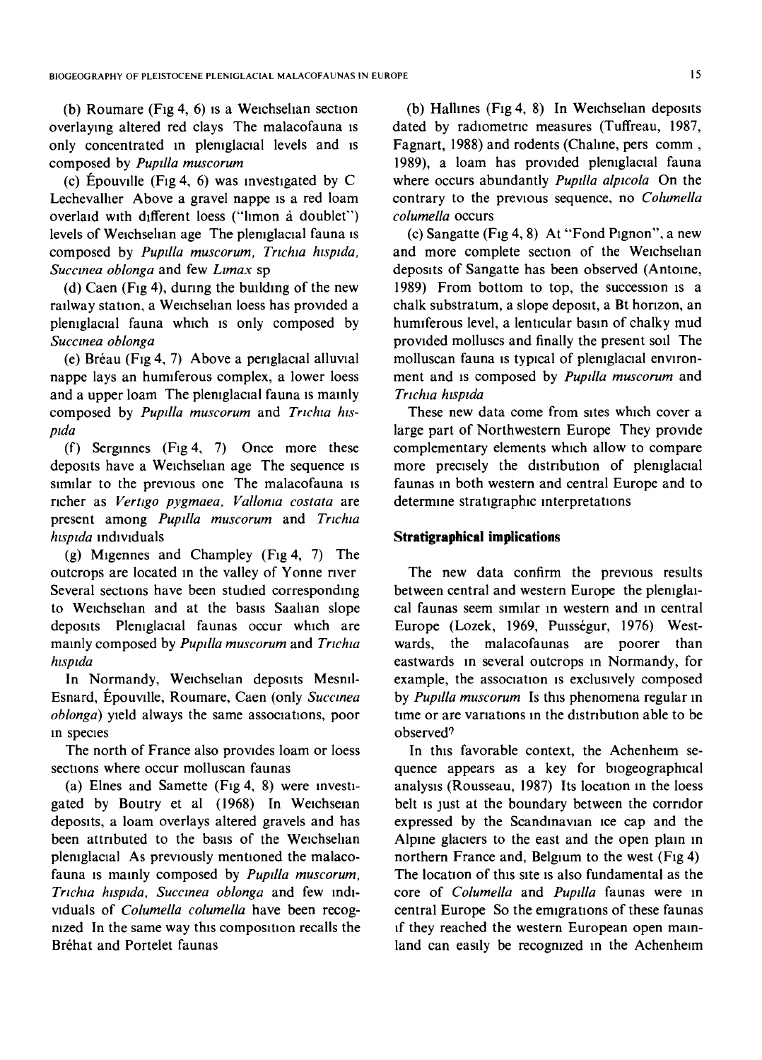(b) Roumare (Fig 4, 6) is a Weichselian section overlaying altered red clays The malacofauna is only concentrated in pleniglacial levels and is composed by *Pupilla muscorum*

(c) Épouville (Fig 4, 6) was investigated by C Lechevallier Above a gravel nappe is a red loam overlaid with different loess ("limon à doublet") levels of Weichselian age The pleniglacial fauna is composed by *Pupilla muscorum, Trichia hispida, Succinea oblonga* and few *Limax* sp

(d) Caen (Fig 4), during the building of the new railway station, a Weichselian loess has provided a pleniglacial fauna which is only composed by *Succinea oblonga*

(e) Bréau (Fig 4, 7) Above a periglacial alluvial nappe lays an humiferous complex, a lower loess and a upper loam The pleniglacial fauna is mainly composed by *Pupilla muscorum* and *Trichia hispida*

(f) Sergіnnes (Fig 4, 7) Once more these deposits have a Weichselian age The sequence is similar to the previous one The malacofauna is richer as *Vertigo pygmaea, Vallonia costata* are present among *Pupilla muscorum* and *Trichia hispida* individuals

(g) Migennes and Champley (Fig 4, 7) The outcrops are located in the valley of Yonne river Several sections have been studied corresponding to Weichselian and at the basis Saalian slope deposits Pleniglacial faunas occur which are mainly composed by *Pupilla muscorum* and *Trichia hispida*

In Normandy, Weichselian deposits Mesnil-Esnard, Épouville, Roumare, Caen (only *Succinea oblonga*) yield always the same associations, poor in species

The north of France also provides loam or loess sections where occur molluscan faunas

(a) Elnes and Samette (Fig 4, 8) were investigated by Boutry et al (1968) In Weichseian deposits, a loam overlays altered gravels and has been attributed to the basis of the Weichselian pleniglacial As previously mentioned the malacofauna is mainly composed by *Pupilla muscorum, Trichia hispida, Succinea oblonga* and few individuals of *Columella columella* have been recognized In the same way this composition recalls the Bréhat and Portelet faunas

(b) Hallines (Fig 4, 8) In Weichselian deposits dated by radiometric measures (Tuffreau, 1987, Fagnart, 1988) and rodents (Chaline, pers comm , 1989), a loam has provided pleniglacial fauna where occurs abundantly *Pupilla alpicola* On the contrary to the previous sequence, no *Columella columella* occurs

(c) Sangatte (Fig 4, 8) At "Fond Pignon", a new and more complete section of the Weichselian deposits of Sangatte has been observed (Antoine, 1989) From bottom to top, the succession is a chalk substratum, a slope deposit, a Bt horizon, an humiferous level, a lenticular basin of chalky mud provided molluscs and finally the present soil The molluscan fauna is typical of pleniglacial environment and is composed by *Pupilla muscorum* and *Trichia hispida*

These new data come from sites which cover a large part of Northwestern Europe They provide complementary elements which allow to compare more precisely the distribution of pleniglacial faunas in both western and central Europe and to determine stratigraphic interpretations

## Stratigraphical implications

The new data confirm the previous results between central and western Europe the pleniglaical faunas seem similar in western and in central Europe (Lozek, 1969, Puisségur, 1976) Westwards, the malacofaunas are poorer than eastwards in several outcrops in Normandy, for example, the association is exclusively composed by *Pupilla muscorum* Is this phenomena regular in time or are variations in the distribution able to be observed?

In this favorable context, the Achenheim sequence appears as a key for biogeographical analysis (Rousseau, 1987) Its location in the loess belt is just at the boundary between the corridor expressed by the Scandinavian ice cap and the Alpine glaciers to the east and the open plain in northern France and, Belgium to the west (Fig 4) The location of this site is also fundamental as the core of *Columella* and *Pupilla* faunas were in central Europe So the emigrations of these faunas if they reached the western European open mainland can easily be recognized in the Achenheim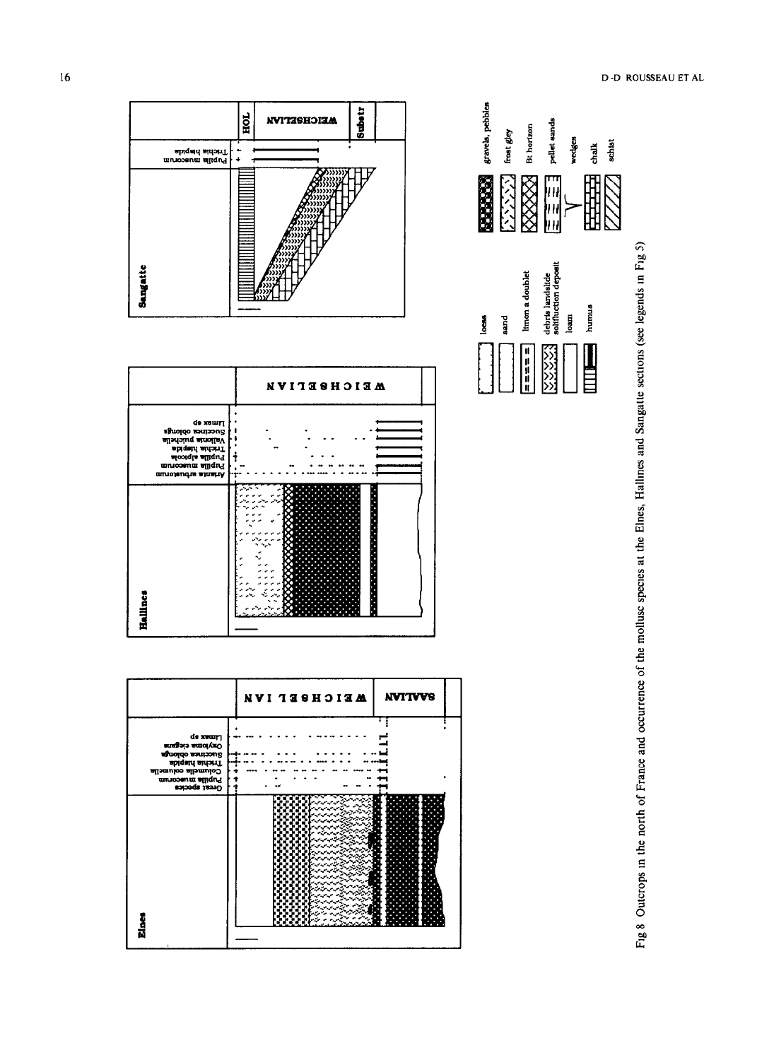Fig 8 Outcrops in the north of France and occurrence of the mollusc species at the Elnes, Hallines and Sangatte sections (see legends in Fig 5)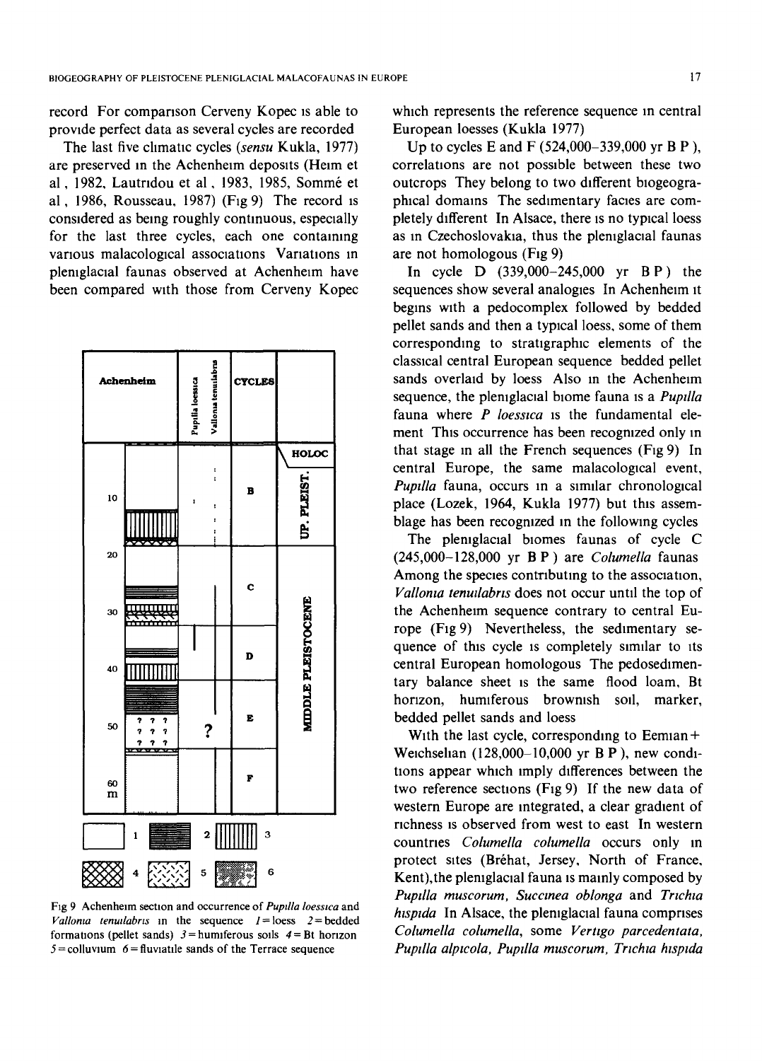record For comparison Cerveny Kopec is able to provide perfect data as several cycles are recorded

The last five climatic cycles (*sensu* Kukla, 1977) are preserved in the Achenheim deposits (Heim et al , 1982, Lautridou et al , 1983, 1985, Sommé et al , 1986, Rousseau, 1987) (Fig 9) The record is considered as being roughly continuous, especially for the last three cycles, each one containing various malacological associations Variations in pleniglacial faunas observed at Achenheim have been compared with those from Cerveny Kopec

Fig 9 Achenheim section and occurrence of *Pupilla loessica* and *Vallonia tenuilabris* in the sequence 1 = loess 2 = bedded formations (pellet sands) 3 = humiferous soils 4 = Bt horizon 5 = colluvium 6 = fluviatile sands of the Terrace sequence

which represents the reference sequence in central European loesses (Kukla 1977)

Up to cycles E and F (524,000–339,000 yr B P ), correlations are not possible between these two outcrops They belong to two different biogeographical domains The sedimentary facies are completely different In Alsace, there is no typical loess as in Czechoslovakia, thus the pleniglacial faunas are not homologous (Fig 9)

In cycle D (339,000–245,000 yr B P ) the sequences show several analogies In Achenheim it begins with a pedocomplex followed by bedded pellet sands and then a typical loess, some of them corresponding to stratigraphic elements of the classical central European sequence bedded pellet sands overlaid by loess Also in the Achenheim sequence, the pleniglacial biome fauna is a *Pupilla* fauna where *P loessica* is the fundamental element This occurrence has been recognized only in that stage in all the French sequences (Fig 9) In central Europe, the same malacological event, *Pupilla* fauna, occurs in a similar chronological place (Lozek, 1964, Kukla 1977) but this assemblage has been recognized in the following cycles

The pleniglacial biomes faunas of cycle C (245,000–128,000 yr B P ) are *Columella* faunas Among the species contributing to the association, *Vallonia tenuilabris* does not occur until the top of the Achenheim sequence contrary to central Europe (Fig 9) Nevertheless, the sedimentary sequence of this cycle is completely similar to its central European homologous The pedosedimentary balance sheet is the same flood loam, Bt horizon, humiferous brownish soil, marker, bedded pellet sands and loess

With the last cycle, corresponding to Eemian + Weichselian (128,000–10,000 yr B P ), new conditions appear which imply differences between the two reference sections (Fig 9) If the new data of western Europe are integrated, a clear gradient of richness is observed from west to east In western countries *Columella columella* occurs only in protect sites (Bréhat, Jersey, North of France, Kent), the pleniglacial fauna is mainly composed by *Pupilla muscorum*, *Succinea oblonga* and *Trichia hispida* In Alsace, the pleniglacial fauna comprises *Columella columella*, some *Vertigo parcedentata*, *Pupilla alpicola*, *Pupilla muscorum*, *Trichia hispida*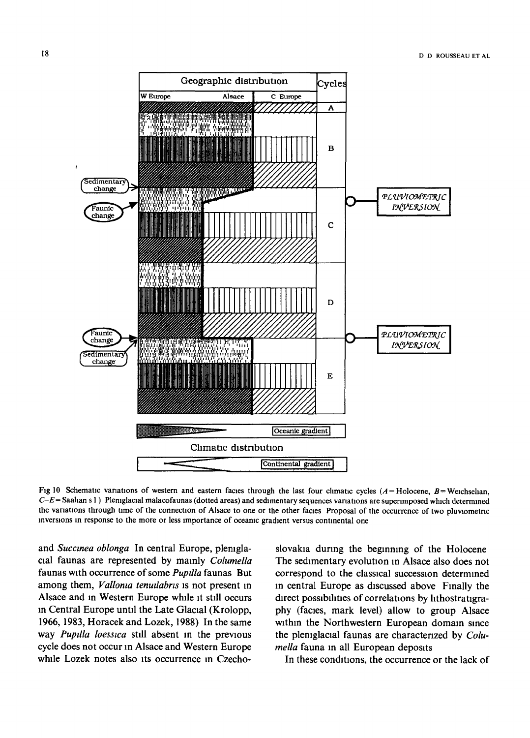Fig 10 Schematic variations of western and eastern facies through the last four climatic cycles ($A$ = Holocene, $B$ = Weichselian, $C$–$E$ = Saalian s l ) Pleniglacial malacofaunas (dotted areas) and sedimentary sequences variations are superimposed which determined the variations through time of the connection of Alsace to one or the other facies Proposal of the occurrence of two pluviometric inversions in response to the more or less importance of oceanic gradient versus continental one

and *Succinea oblonga* In central Europe, pleniglacial faunas are represented by mainly *Columella* faunas with occurrence of some *Pupilla* faunas But among them, *Vallonia tenuilabris* is not present in Alsace and in Western Europe while it still occurs in Central Europe until the Late Glacial (Krolopp, 1966, 1983, Horacek and Lozek, 1988) In the same way *Pupilla loessica* still absent in the previous cycle does not occur in Alsace and Western Europe while Lozek notes also its occurrence in Czechoslovakia during the beginning of the Holocene The sedimentary evolution in Alsace also does not correspond to the classical succession determined in central Europe as discussed above Finally the direct possibilities of correlations by lithostratigraphy (facies, mark level) allow to group Alsace within the Northwestern European domain since the pleniglacial faunas are characterized by *Columella* fauna in all European deposits

In these conditions, the occurrence or the lack of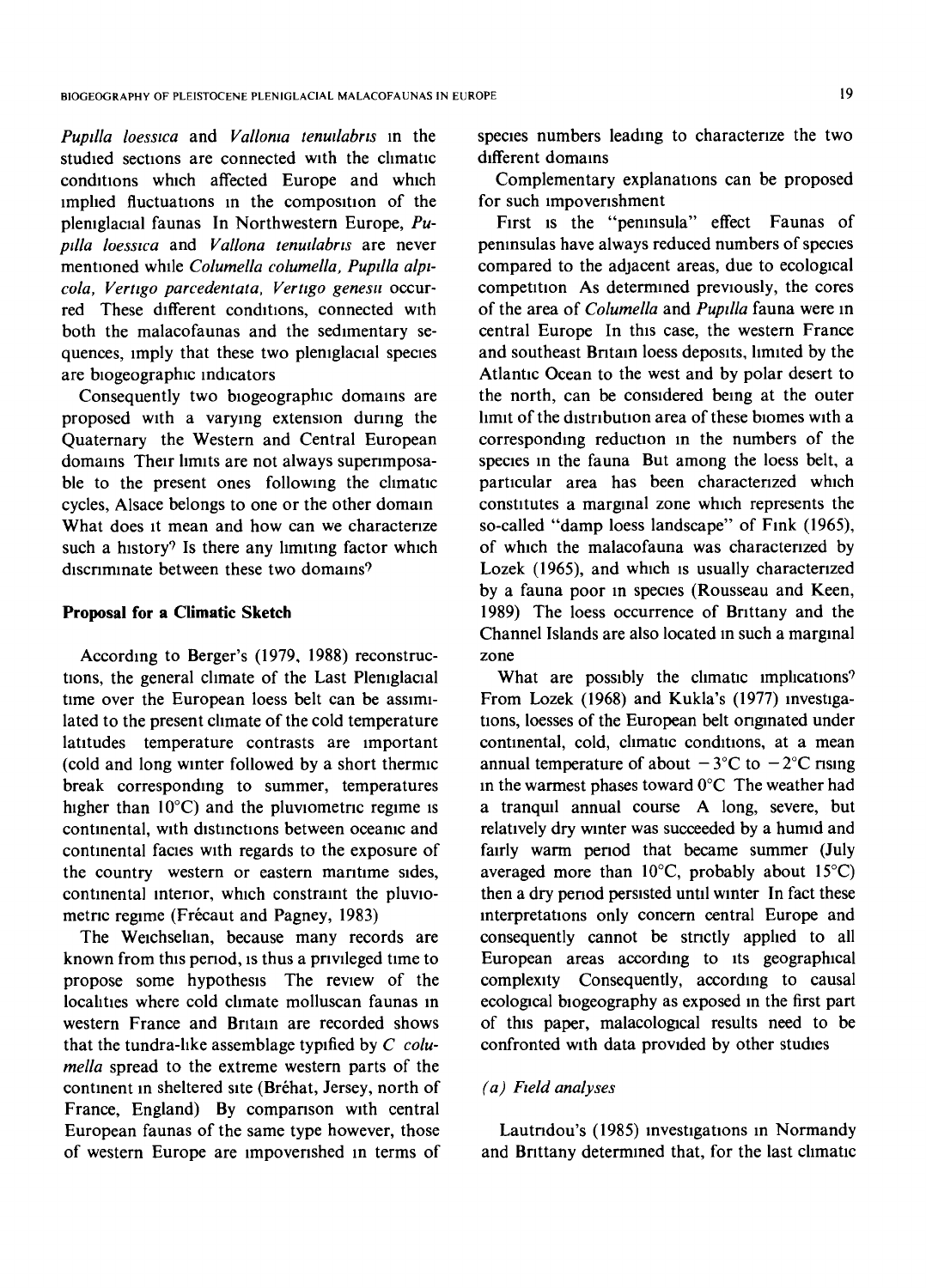*Pupilla loessica* and *Vallonia tenuilabris* in the studied sections are connected with the climatic conditions which affected Europe and which implied fluctuations in the composition of the pleniglacial faunas. In Northwestern Europe, *Pupilla loessica* and *Vallona tenuilabris* are never mentioned while *Columella columella*, *Pupilla alpicola*, *Vertigo parcedentata*, *Vertigo genesii* occurred. These different conditions, connected with both the malacofaunas and the sedimentary sequences, imply that these two pleniglacial species are biogeographic indicators.

Consequently two biogeographic domains are proposed with a varying extension during the Quaternary: the Western and Central European domains. Their limits are not always superimposable to the present ones: following the climatic cycles, Alsace belongs to one or the other domain. What does it mean and how can we characterize such a history? Is there any limiting factor which discriminate between these two domains?

## Proposal for a Climatic Sketch

According to Berger's (1979, 1988) reconstructions, the general climate of the Last Pleniglacial time over the European loess belt can be assimilated to the present climate of the cold temperature latitudes: temperature contrasts are important (cold and long winter followed by a short thermic break corresponding to summer, temperatures higher than 10°C) and the pluviometric regime is continental, with distinctions between oceanic and continental facies with regards to the exposure of the country: western or eastern maritime sides, continental interior, which constraint the pluviometric regime (Frécaut and Pagney, 1983).

The Weichselian, because many records are known from this period, is thus a privileged time to propose some hypothesis. The review of the localities where cold climate molluscan faunas in western France and Britain are recorded shows that the tundra-like assemblage typified by *C. columella* spread to the extreme western parts of the continent in sheltered site (Bréhat, Jersey, north of France, England). By comparison with central European faunas of the same type however, those of western Europe are impoverished in terms of species numbers leading to characterize the two different domains.

Complementary explanations can be proposed for such impoverishment.

First is the "peninsula" effect. Faunas of peninsulas have always reduced numbers of species compared to the adjacent areas, due to ecological competition. As determined previously, the cores of the area of *Columella* and *Pupilla* fauna were in central Europe. In this case, the western France and southeast Britain loess deposits, limited by the Atlantic Ocean to the west and by polar desert to the north, can be considered being at the outer limit of the distribution area of these biomes with a corresponding reduction in the numbers of the species in the fauna. But among the loess belt, a particular area has been characterized which constitutes a marginal zone which represents the so-called "damp loess landscape" of Fink (1965), of which the malacofauna was characterized by Lozek (1965), and which is usually characterized by a fauna poor in species (Rousseau and Keen, 1989). The loess occurrence of Brittany and the Channel Islands are also located in such a marginal zone.

What are possibly the climatic implications? From Lozek (1968) and Kukla's (1977) investigations, loesses of the European belt originated under continental, cold, climatic conditions, at a mean annual temperature of about −3°C to −2°C rising in the warmest phases toward 0°C. The weather had a tranquil annual course. A long, severe, but relatively dry winter was succeeded by a humid and fairly warm period that became summer (July averaged more than 10°C, probably about 15°C) then a dry period persisted until winter. In fact these interpretations only concern central Europe and consequently cannot be strictly applied to all European areas according to its geographical complexity. Consequently, according to causal ecological biogeography as exposed in the first part of this paper, malacological results need to be confronted with data provided by other studies.

### *(a) Field analyses*

Lautridou's (1985) investigations in Normandy and Brittany determined that, for the last climatic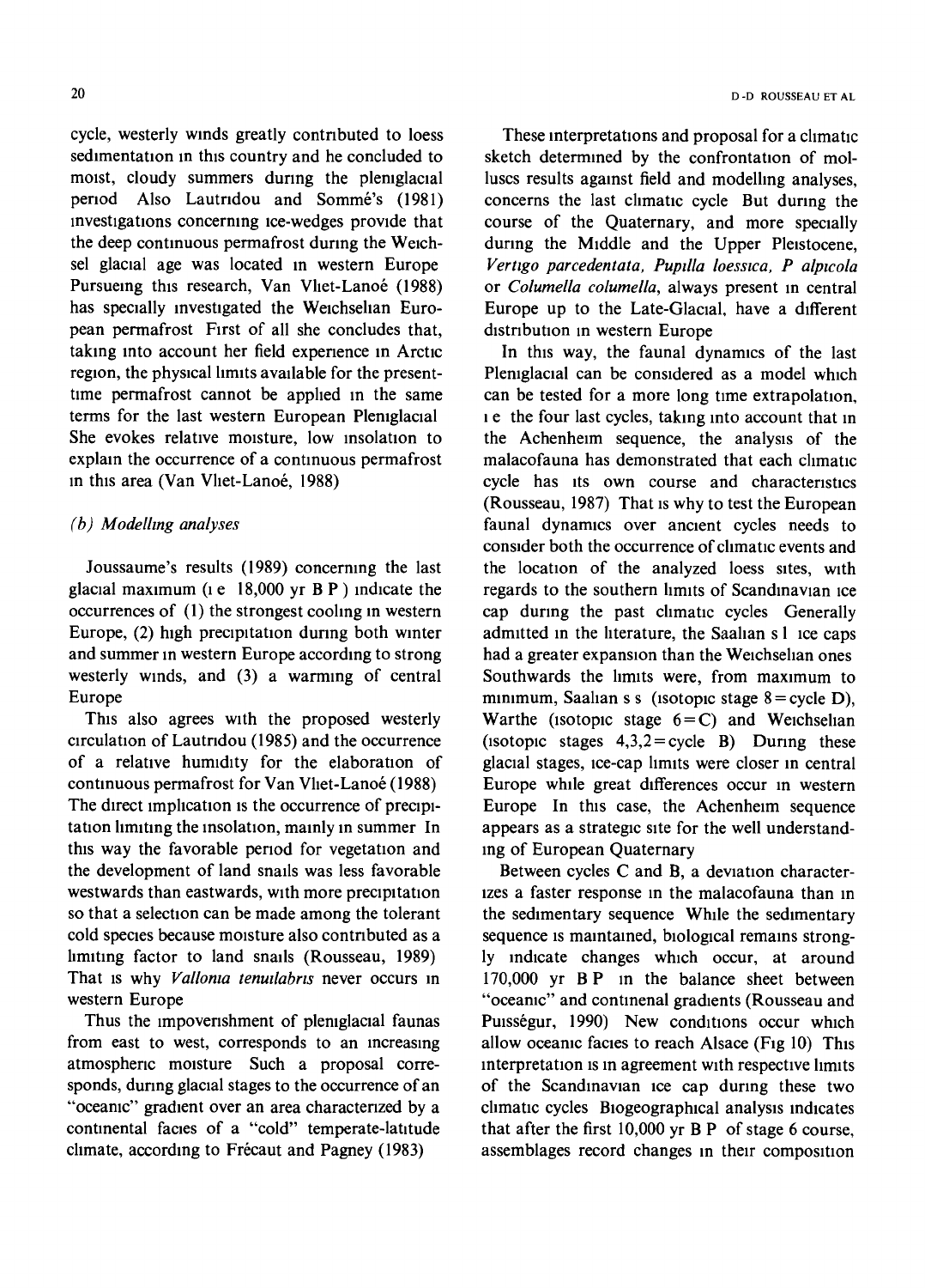cycle, westerly winds greatly contributed to loess sedimentation in this country and he concluded to moist, cloudy summers during the pleniglacial period Also Lautridou and Sommé's (1981) investigations concerning ice-wedges provide that the deep continuous permafrost during the Weichsel glacial age was located in western Europe Pursueing this research, Van Vliet-Lanoë (1988) has specially investigated the Weichselian European permafrost First of all she concludes that, taking into account her field experience in Arctic region, the physical limits available for the present-time permafrost cannot be applied in the same terms for the last western European Pleniglacial She evokes relative moisture, low insolation to explain the occurrence of a continuous permafrost in this area (Van Vliet-Lanoë, 1988)

### (b) Modelling analyses

Joussaume's results (1989) concerning the last glacial maximum (i e 18,000 yr B P ) indicate the occurrences of (1) the strongest cooling in western Europe, (2) high precipitation during both winter and summer in western Europe according to strong westerly winds, and (3) a warming of central Europe

This also agrees with the proposed westerly circulation of Lautridou (1985) and the occurrence of a relative humidity for the elaboration of continuous permafrost for Van Vliet-Lanoë (1988) The direct implication is the occurrence of precipitation limiting the insolation, mainly in summer In this way the favorable period for vegetation and the development of land snails was less favorable westwards than eastwards, with more precipitation so that a selection can be made among the tolerant cold species because moisture also contributed as a limiting factor to land snails (Rousseau, 1989) That is why *Vallonia tenuilabris* never occurs in western Europe

Thus the impoverishment of pleniglacial faunas from east to west, corresponds to an increasing atmospheric moisture Such a proposal corresponds, during glacial stages to the occurrence of an "oceanic" gradient over an area characterized by a continental facies of a "cold" temperate-latitude climate, according to Frécaut and Pagney (1983)

These interpretations and proposal for a climatic sketch determined by the confrontation of molluscs results against field and modelling analyses, concerns the last climatic cycle But during the course of the Quaternary, and more specially during the Middle and the Upper Pleistocene, *Vertigo parcedentata*, *Pupilla loessica*, *P alpicola* or *Columella columella*, always present in central Europe up to the Late-Glacial, have a different distribution in western Europe

In this way, the faunal dynamics of the last Pleniglacial can be considered as a model which can be tested for a more long time extrapolation, i e the four last cycles, taking into account that in the Achenheim sequence, the analysis of the malacofauna has demonstrated that each climatic cycle has its own course and characteristics (Rousseau, 1987) That is why to test the European faunal dynamics over ancient cycles needs to consider both the occurrence of climatic events and the location of the analyzed loess sites, with regards to the southern limits of Scandinavian ice cap during the past climatic cycles Generally admitted in the literature, the Saalian s l ice caps had a greater expansion than the Weichselian ones Southwards the limits were, from maximum to minimum, Saalian s s (isotopic stage 8 = cycle D), Warthe (isotopic stage 6 = C) and Weichselian (isotopic stages 4,3,2 = cycle B) During these glacial stages, ice-cap limits were closer in central Europe while great differences occur in western Europe In this case, the Achenheim sequence appears as a strategic site for the well understanding of European Quaternary

Between cycles C and B, a deviation characterizes a faster response in the malacofauna than in the sedimentary sequence While the sedimentary sequence is maintained, biological remains strongly indicate changes which occur, at around 170,000 yr B P in the balance sheet between "oceanic" and continenal gradients (Rousseau and Puisségur, 1990) New conditions occur which allow oceanic facies to reach Alsace (Fig 10) This interpretation is in agreement with respective limits of the Scandinavian ice cap during these two climatic cycles Biogeographical analysis indicates that after the first 10,000 yr B P of stage 6 course, assemblages record changes in their composition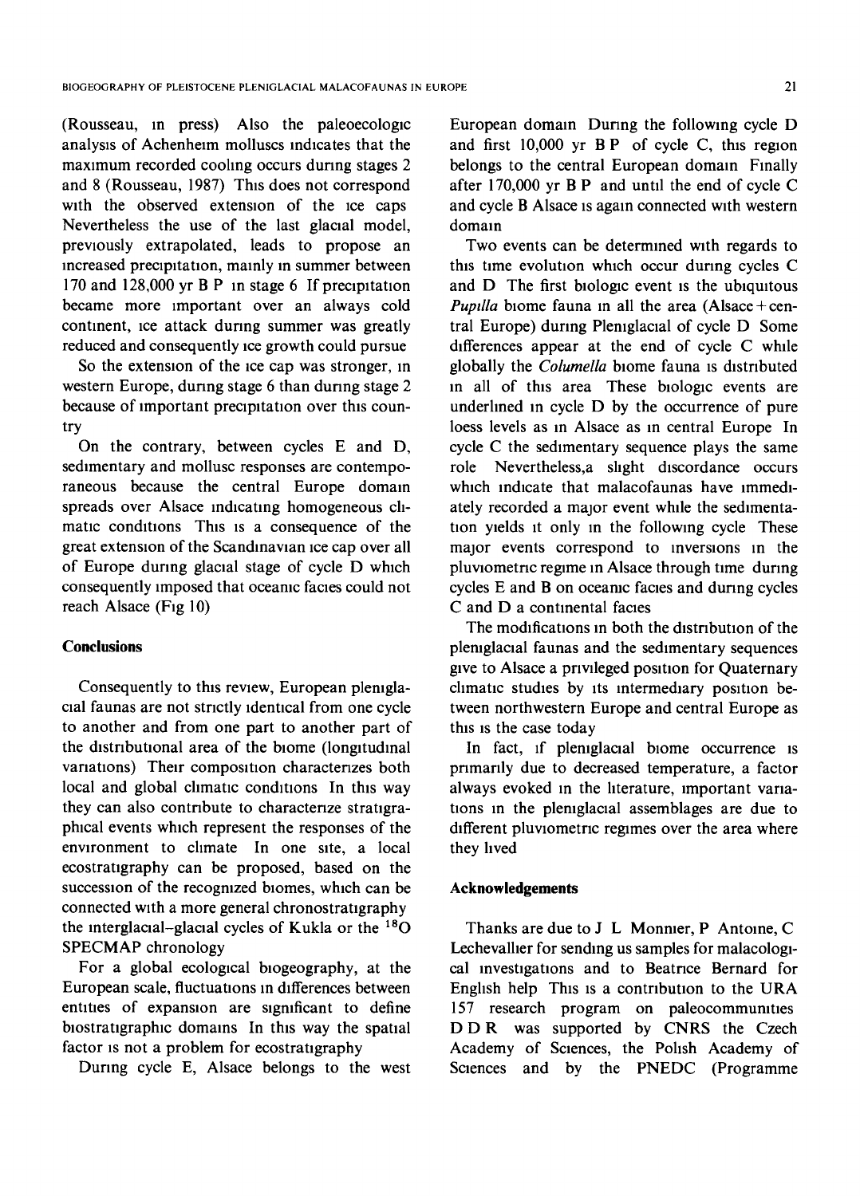(Rousseau, in press) Also the paleoecologic analysis of Achenheim molluscs indicates that the maximum recorded cooling occurs during stages 2 and 8 (Rousseau, 1987) This does not correspond with the observed extension of the ice caps Nevertheless the use of the last glacial model, previously extrapolated, leads to propose an increased precipitation, mainly in summer between 170 and 128,000 yr B P in stage 6 If precipitation became more important over an always cold continent, ice attack during summer was greatly reduced and consequently ice growth could pursue

So the extension of the ice cap was stronger, in western Europe, during stage 6 than during stage 2 because of important precipitation over this country

On the contrary, between cycles E and D, sedimentary and mollusc responses are contemporaneous because the central Europe domain spreads over Alsace indicating homogeneous climatic conditions This is a consequence of the great extension of the Scandinavian ice cap over all of Europe during glacial stage of cycle D which consequently imposed that oceanic facies could not reach Alsace (Fig 10)

### Conclusions

Consequently to this review, European pleniglacial faunas are not strictly identical from one cycle to another and from one part to another part of the distributional area of the biome (longitudinal variations) Their composition characterizes both local and global climatic conditions In this way they can also contribute to characterize stratigraphical events which represent the responses of the environment to climate In one site, a local ecostratigraphy can be proposed, based on the succession of the recognized biomes, which can be connected with a more general chronostratigraphy the interglacial–glacial cycles of Kukla or the $^{18}O$ SPECMAP chronology

For a global ecological biogeography, at the European scale, fluctuations in differences between entities of expansion are significant to define biostratigraphic domains In this way the spatial factor is not a problem for ecostratigraphy

During cycle E, Alsace belongs to the west European domain During the following cycle D and first 10,000 yr B P of cycle C, this region belongs to the central European domain Finally after 170,000 yr B P and until the end of cycle C and cycle B Alsace is again connected with western domain

Two events can be determined with regards to this time evolution which occur during cycles C and D The first biologic event is the ubiquitous *Pupilla* biome fauna in all the area (Alsace + central Europe) during Pleniglacial of cycle D Some differences appear at the end of cycle C while globally the *Columella* biome fauna is distributed in all of this area These biologic events are underlined in cycle D by the occurrence of pure loess levels as in Alsace as in central Europe In cycle C the sedimentary sequence plays the same role Nevertheless,a slight discordance occurs which indicate that malacofaunas have immediately recorded a major event while the sedimentation yields it only in the following cycle These major events correspond to inversions in the pluviometric regime in Alsace through time during cycles E and B on oceanic facies and during cycles C and D a continental facies

The modifications in both the distribution of the pleniglacial faunas and the sedimentary sequences give to Alsace a privileged position for Quaternary climatic studies by its intermediary position between northwestern Europe and central Europe as this is the case today

In fact, if pleniglacial biome occurrence is primarily due to decreased temperature, a factor always evoked in the literature, important variations in the pleniglacial assemblages are due to different pluviometric regimes over the area where they lived

### Acknowledgements

Thanks are due to J L Monnier, P Antoine, C Lechevallier for sending us samples for malacological investigations and to Beatrice Bernard for English help This is a contribution to the URA 157 research program on paleocommunities D D R was supported by CNRS the Czech Academy of Sciences, the Polish Academy of Sciences and by the PNEDC (Programme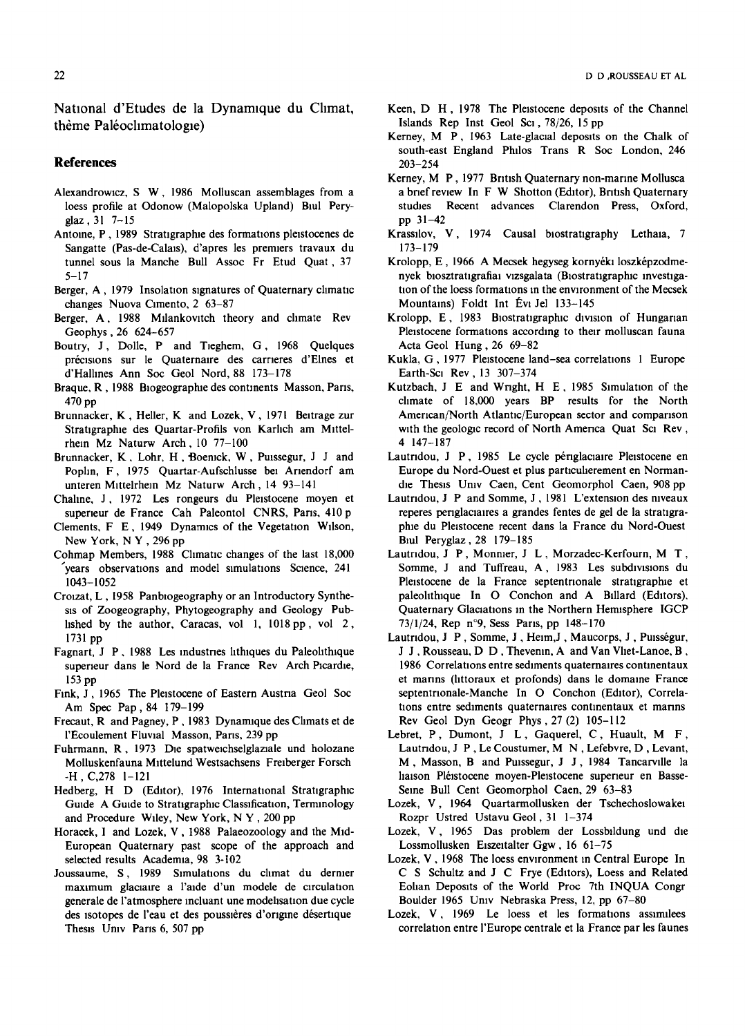National d'Etudes de la Dynamique du Climat, thème Paléoclimatologie)

## References

Alexandrowicz, S W, 1986 Molluscan assemblages from a loess profile at Odonow (Malopolska Upland) Biul Peryglaz, 31 7–15

Antoine, P, 1989 Stratigraphie des formations pleistocenes de Sangatte (Pas-de-Calais), d'apres les premiers travaux du tunnel sous la Manche Bull Assoc Fr Etud Quat, 37 5–17

Berger, A, 1979 Insolation signatures of Quaternary climatic changes Nuova Cimento, 2 63–87

Berger, A, 1988 Milankovitch theory and climate Rev Geophys, 26 624–657

Boutry, J, Dolle, P and Tieghem, G, 1968 Quelques précisions sur le Quaternaire des carrieres d'Elnes et d'Hallines Ann Soc Geol Nord, 88 173–178

Braque, R, 1988 Biogeographie des continents Masson, Paris, 470 pp

Brunnacker, K, Heller, K and Lozek, V, 1971 Beitrage zur Stratigraphie des Quartar-Profils von Karlich am Mittelrhein Mz Naturw Arch, 10 77–100

Brunnacker, K, Lohr, H, Boenick, W, Puissegur, J J and Poplin, F, 1975 Quartar-Aufschlusse bei Ariendorf am unteren Mittelrhein Mz Naturw Arch, 14 93–141

Chaline, J, 1972 Les rongeurs du Pleistocene moyen et superieur de France Cah Paleontol CNRS, Paris, 410 p

Clements, F E, 1949 Dynamics of the Vegetation Wilson, New York, N Y, 296 pp

Cohmap Members, 1988 Climatic changes of the last 18,000 years observations and model simulations Science, 241 1043–1052

Croizat, L, 1958 Panbiogeography or an Introductory Synthesis of Zoogeography, Phytogeography and Geology Published by the author, Caracas, vol 1, 1018 pp, vol 2, 1731 pp

Fagnart, J P, 1988 Les industries lithiques du Paleolithique superieur dans le Nord de la France Rev Arch Picardie, 153 pp

Fink, J, 1965 The Pleistocene of Eastern Austria Geol Soc Am Spec Pap, 84 179–199

Frecaut, R and Pagney, P, 1983 Dynamique des Climats et de l'Ecoulement Fluvial Masson, Paris, 239 pp

Fuhrmann, R, 1973 Die spatweichselglaziale und holozane Molluskenfauna Mittelund Westsachsens Freiberger Forsch -H, C,278 1–121

Hedberg, H D (Editor), 1976 International Stratigraphic Guide A Guide to Stratigraphic Classification, Terminology and Procedure Wiley, New York, N Y, 200 pp

Horacek, I and Lozek, V, 1988 Palaeozoology and the Mid-European Quaternary past scope of the approach and selected results Academia, 98 3-102

Joussaume, S, 1989 Simulations du climat du dernier maximum glaciaire a l'aide d'un modele de circulation generale de l'atmosphere incluant une modelisation due cycle des isotopes de l'eau et des poussières d'origine désertique Thesis Univ Paris 6, 507 pp

Keen, D H, 1978 The Pleistocene deposits of the Channel Islands Rep Inst Geol Sci, 78/26, 15 pp

Kerney, M P, 1963 Late-glacial deposits on the Chalk of south-east England Philos Trans R Soc London, 246 203–254

Kerney, M P, 1977 British Quaternary non-marine Mollusca a brief review In F W Shotton (Editor), British Quaternary studies Recent advances Clarendon Press, Oxford, pp 31–42

Krassilov, V, 1974 Causal biostratigraphy Lethaia, 7 173–179

Krolopp, E, 1966 A Mecsek hegyseg kornyéki loszképzodmenyek biosztratigrafiai vizsgalata (Biostratigraphic investigation of the loess formations in the environment of the Mecsek Mountains) Foldt Int Évi Jel 133–145

Krolopp, E, 1983 Biostratigraphic division of Hungarian Pleistocene formations according to their molluscan fauna Acta Geol Hung, 26 69–82

Kukla, G, 1977 Pleistocene land–sea correlations 1 Europe Earth-Sci Rev, 13 307–374

Kutzbach, J E and Wright, H E, 1985 Simulation of the climate of 18,000 years BP results for the North American/North Atlantic/European sector and comparison with the geologic record of North America Quat Sci Rev, 4 147–187

Lautridou, J P, 1985 Le cycle périglaciaire Pleistocene en Europe du Nord-Ouest et plus particulierement en Normandie Thesis Univ Caen, Cent Geomorphol Caen, 908 pp

Lautridou, J P and Somme, J, 1981 L'extension des niveaux reperes periglaciaires a grandes fentes de gel de la stratigraphie du Pleistocene recent dans la France du Nord-Ouest Biul Peryglaz, 28 179–185

Lautridou, J P, Monnier, J L, Morzadec-Kerfourn, M T, Somme, J and Tuffreau, A, 1983 Les subdivisions du Pleistocene de la France septentrionale stratigraphie et paleolithique In O Conchon and A Billard (Editors), Quaternary Glaciations in the Northern Hemisphere IGCP 73/1/24, Rep n°9, Sess Paris, pp 148–170

Lautridou, J P, Somme, J, Heim,J, Maucorps, J, Puisségur, J J, Rousseau, D D, Thevenin, A and Van Vliet-Lanoe, B, 1986 Correlations entre sediments quaternaires continentaux et marins (littoraux et profonds) dans le domaine France septentrionale-Manche In O Conchon (Editor), Correlations entre sediments quaternaires continentaux et marins Rev Geol Dyn Geogr Phys, 27 (2) 105–112

Lebret, P, Dumont, J L, Gaquerel, C, Huault, M F, Lautridou, J P, Le Coustumer, M N, Lefebvre, D, Levant, M, Masson, B and Puissegur, J J, 1984 Tancarville la liaison Pléistocene moyen-Pleistocene superieur en Basse-Seine Bull Cent Geomorphol Caen, 29 63–83

Lozek, V, 1964 Quartarmollusken der Tschechoslowakei Rozpr Ustred Ustavu Geol, 31 1–374

Lozek, V, 1965 Das problem der Lossbildung und die Lossmollusken Eiszeitalter Ggw, 16 61–75

Lozek, V, 1968 The loess environment in Central Europe In C S Schultz and J C Frye (Editors), Loess and Related Eolian Deposits of the World Proc 7th INQUA Congr Boulder 1965 Univ Nebraska Press, 12, pp 67–80

Lozek, V, 1969 Le loess et les formations assimilees correlation entre l'Europe centrale et la France par les faunes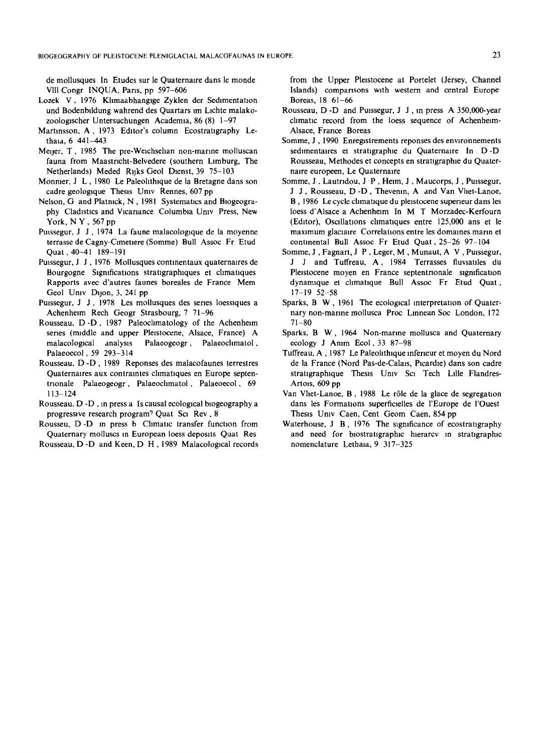de mollusques In Etudes sur le Quaternaire dans le monde VIII Congr INQUA, Paris, pp 597–606

Lozek V, 1976 Klimaabhangige Zyklen der Sedimentation und Bodenbildung wahrend des Quartars im Lichte malakozoologischer Untersuchungen Academia, 86 (8) 1–97

Martinsson, A, 1973 Editor's column Ecostratigraphy Lethaia, 6 441–443

Meijer, T, 1985 The pre-Weichselian non-marine molluscan fauna from Maastricht-Belvedere (southern Limburg, The Netherlands) Meded Rijks Geol Dienst, 39 75–103

Monnier, J L, 1980 Le Paleolithique de la Bretagne dans son cadre geologique Thesis Univ Rennes, 607 pp

Nelson, G and Platnick, N, 1981 Systematics and Biogeography Cladistics and Vicariance Columbia Univ Press, New York, N Y, 567 pp

Puissegur, J J, 1974 La faune malacologique de la moyenne terrasse de Cagny-Cimetiere (Somme) Bull Assoc Fr Etud Quat, 40–41 189–191

Puissegur, J J, 1976 Mollusques continentaux quaternaires de Bourgogne Significations stratigraphiques et climatiques Rapports avec d'autres faunes boreales de France Mem Geol Univ Dijon, 3, 241 pp

Puissegur, J J, 1978 Les mollusques des series loessiques a Achenheim Rech Geogr Strasbourg, 7 71–96

Rousseau, D-D, 1987 Paleoclimatology of the Achenheim series (middle and upper Pleistocene, Alsace, France) A malacological analysis Palaeogeogr, Palaeoclimatol, Palaeoecol, 59 293–314

Rousseau, D-D, 1989 Reponses des malacofaunes terrestres Quaternaires aux contraintes climatiques en Europe septentrionale Palaeogeogr, Palaeoclimatol, Palaeoecol, 69 113–124

Rousseau, D-D, in press a Is causal ecological biogeography a progressive research program? Quat Sci Rev, 8

Rousseu, D-D in press b Climatic transfer function from Quaternary molluscs in European loess deposits Quat Res

Rousseau, D-D and Keen, D H, 1989 Malacological records from the Upper Pleistocene at Portelet (Jersey, Channel Islands) comparisons with western and central Europe Boreas, 18 61–66

Rousseau, D-D and Puissegur, J J, in press A 350,000-year climatic record from the loess sequence of Achenheim-Alsace, France Boreas

Somme, J, 1990 Enregistrements reponses des environnements sedimentaires et stratigraphie du Quaternaire In D-D Rousseau, Methodes et concepts en stratigraphie du Quaternaire europeen, Le Quaternaire

Somme, J, Lautridou, J P, Heim, J, Maucorps, J, Puissegur, J J, Rousseau, D-D, Thevenin, A and Van Vliet-Lanoe, B, 1986 Le cycle climatique du pleistocene superieur dans les loess d'Alsace a Achenheim In M T Morzadec-Kerfourn (Editor), Oscillations climatiques entre 125,000 ans et le maximum glaciaire Correlations entre les domaines marin et continental Bull Assoc Fr Etud Quat, 25–26 97–104

Somme, J, Fagnart, J P, Leger, M, Munaut, A V, Puissegur, J J and Tuffreau, A, 1984 Terrasses fluviatiles du Pleistocene moyen en France septentrionale signification dynamique et climatique Bull Assoc Fr Etud Quat, 17–19 52–58

Sparks, B W, 1961 The ecological interpretation of Quaternary non-marine mollusca Proc Linnean Soc London, 172 71–80

Sparks, B W, 1964 Non-marine mollusca and Quaternary ecology J Anim Ecol, 33 87–98

Tuffreau, A, 1987 Le Paleolithique inferieur et moyen du Nord de la France (Nord Pas-de-Calais, Picardie) dans son cadre stratigraphique Thesis Univ Sci Tech Lille Flandres-Artois, 609 pp

Van Vliet-Lanoe, B, 1988 Le rôle de la glace de segregation dans les Formations superficielles de l'Europe de l'Ouest Thesis Univ Caen, Cent Geom Caen, 854 pp

Waterhouse, J B, 1976 The significance of ecostratigraphy and need for biostratigraphic hierarcy in stratigraphic nomenclature Lethaia, 9 317–325